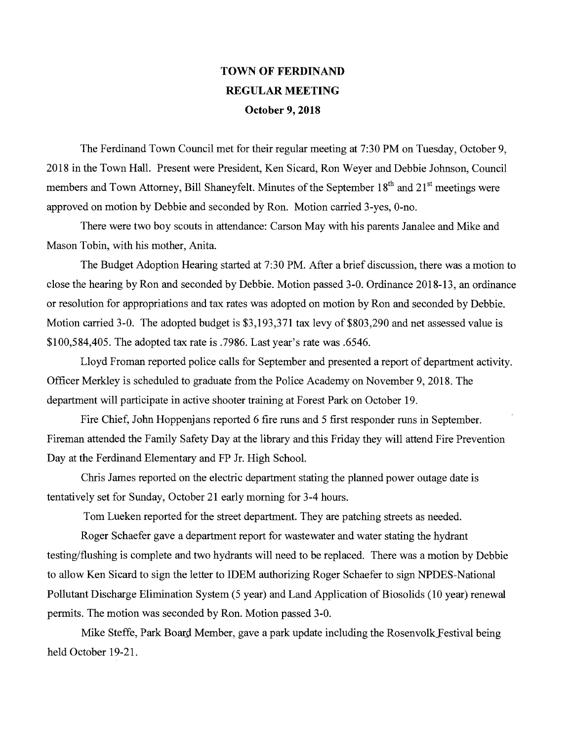# TOWN OF FERDINAND
## REGULAR MEETING
### October 9, 2018

The Ferdinand Town Council met for their regular meeting at 7:30 PM on Tuesday, October 9, 2018 in the Town Hall. Present were President, Ken Sicard, Ron Weyer and Debbie Johnson, Council members and Town Attorney, Bill Shaneyfelt. Minutes of the September 18th and 21st meetings were approved on motion by Debbie and seconded by Ron. Motion carried 3-yes, 0-no.

There were two boy scouts in attendance: Carson May with his parents Janalee and Mike and Mason Tobin, with his mother, Anita.

The Budget Adoption Hearing started at 7:30 PM. After a brief discussion, there was a motion to close the hearing by Ron and seconded by Debbie. Motion passed 3-0. Ordinance 2018-13, an ordinance or resolution for appropriations and tax rates was adopted on motion by Ron and seconded by Debbie. Motion carried 3-0. The adopted budget is $3,193,371 tax levy of $803,290 and net assessed value is $100,584,405. The adopted tax rate is .7986. Last year's rate was .6546.

Lloyd Froman reported police calls for September and presented a report of department activity. Officer Merkley is scheduled to graduate from the Police Academy on November 9, 2018. The department will participate in active shooter training at Forest Park on October 19.

Fire Chief, John Hoppenjans reported 6 fire runs and 5 first responder runs in September. Fireman attended the Family Safety Day at the library and this Friday they will attend Fire Prevention Day at the Ferdinand Elementary and FP Jr. High School.

Chris James reported on the electric department stating the planned power outage date is tentatively set for Sunday, October 21 early morning for 3-4 hours.

Tom Lueken reported for the street department. They are patching streets as needed.

Roger Schaefer gave a department report for wastewater and water stating the hydrant testing/flushing is complete and two hydrants will need to be replaced. There was a motion by Debbie to allow Ken Sicard to sign the letter to IDEM authorizing Roger Schaefer to sign NPDES-National Pollutant Discharge Elimination System (5 year) and Land Application of Biosolids (10 year) renewal permits. The motion was seconded by Ron. Motion passed 3-0.

Mike Steffe, Park Board Member, gave a park update including the Rosenvolk Festival being held October 19-21.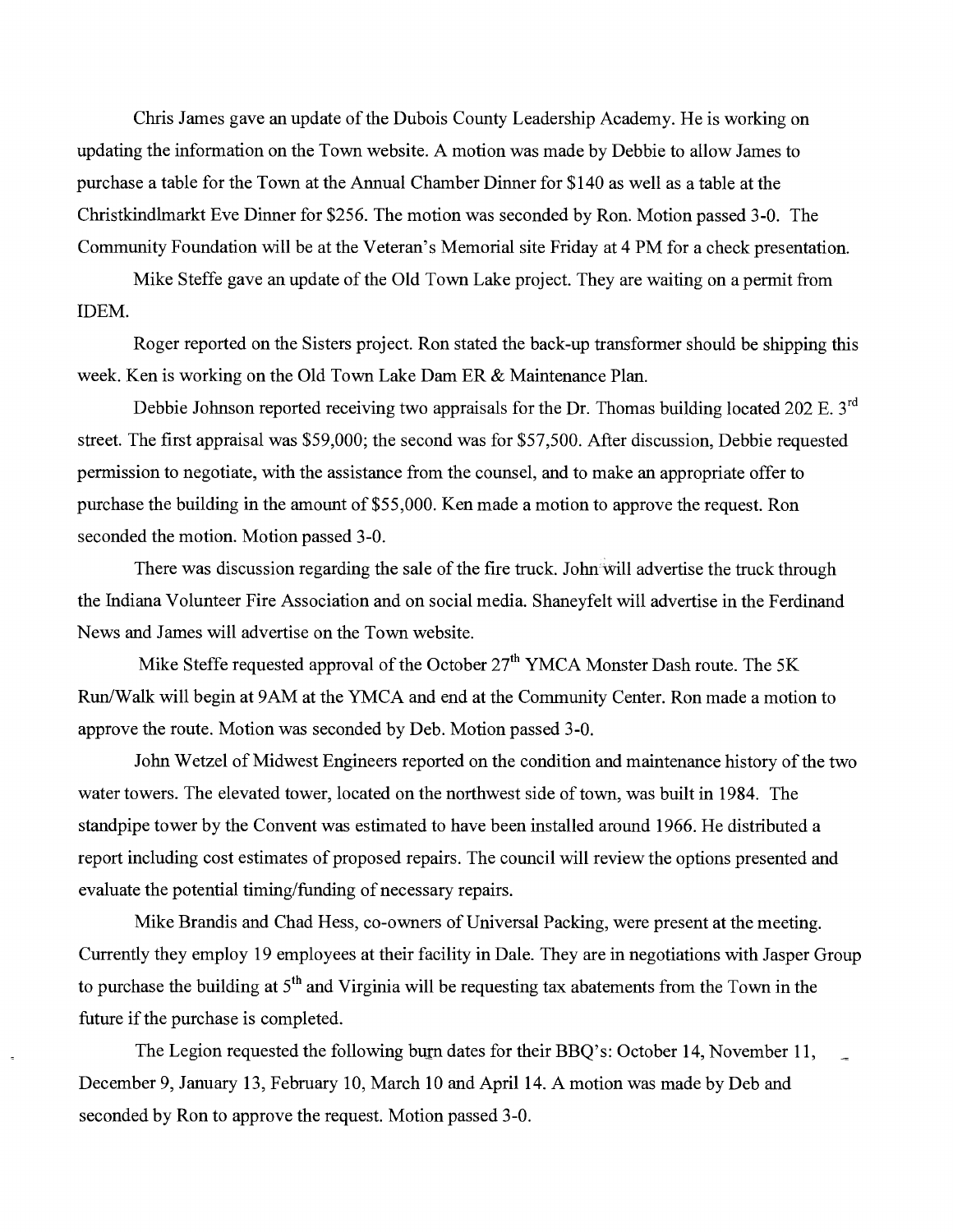Chris James gave an update of the Dubois County Leadership Academy. He is working on updating the information on the Town website. A motion was made by Debbie to allow James to purchase a table for the Town at the Annual Chamber Dinner for $140 as well as a table at the Christkindlmarkt Eve Dinner for $256. The motion was seconded by Ron. Motion passed 3-0. The Community Foundation will be at the Veteran's Memorial site Friday at 4 PM for a check presentation.

Mike Steffe gave an update of the Old Town Lake project. They are waiting on a permit from IDEM.

Roger reported on the Sisters project. Ron stated the back-up transformer should be shipping this week. Ken is working on the Old Town Lake Dam ER & Maintenance Plan.

Debbie Johnson reported receiving two appraisals for the Dr. Thomas building located 202 E. 3rd street. The first appraisal was $59,000; the second was for $57,500. After discussion, Debbie requested permission to negotiate, with the assistance from the counsel, and to make an appropriate offer to purchase the building in the amount of $55,000. Ken made a motion to approve the request. Ron seconded the motion. Motion passed 3-0.

There was discussion regarding the sale of the fire truck. John will advertise the truck through the Indiana Volunteer Fire Association and on social media. Shaneyfelt will advertise in the Ferdinand News and James will advertise on the Town website.

Mike Steffe requested approval of the October 27th YMCA Monster Dash route. The 5K Run/Walk will begin at 9AM at the YMCA and end at the Community Center. Ron made a motion to approve the route. Motion was seconded by Deb. Motion passed 3-0.

John Wetzel of Midwest Engineers reported on the condition and maintenance history of the two water towers. The elevated tower, located on the northwest side of town, was built in 1984. The standpipe tower by the Convent was estimated to have been installed around 1966. He distributed a report including cost estimates of proposed repairs. The council will review the options presented and evaluate the potential timing/funding of necessary repairs.

Mike Brandis and Chad Hess, co-owners of Universal Packing, were present at the meeting. Currently they employ 19 employees at their facility in Dale. They are in negotiations with Jasper Group to purchase the building at 5th and Virginia will be requesting tax abatements from the Town in the future if the purchase is completed.

The Legion requested the following burn dates for their BBQ's: October 14, November 11, December 9, January 13, February 10, March 10 and April 14. A motion was made by Deb and seconded by Ron to approve the request. Motion passed 3-0.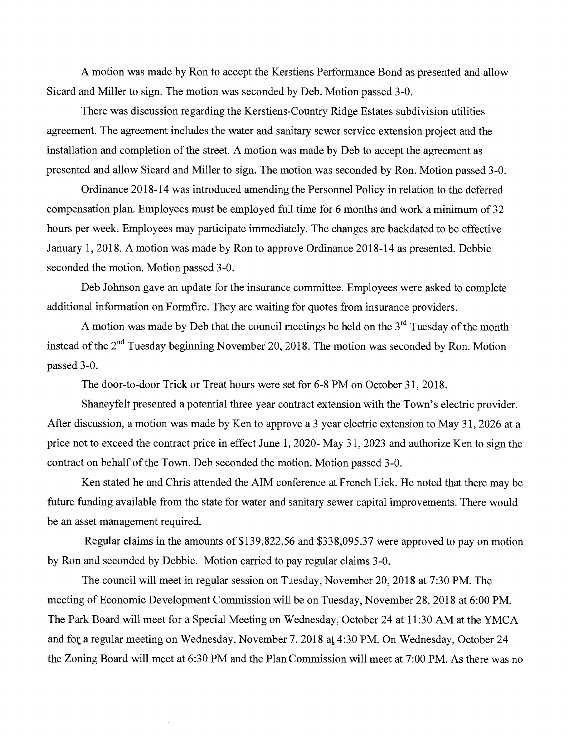A motion was made by Ron to accept the Kerstiens Performance Bond as presented and allow Sicard and Miller to sign. The motion was seconded by Deb. Motion passed 3-0.

There was discussion regarding the Kerstiens-Country Ridge Estates subdivision utilities agreement. The agreement includes the water and sanitary sewer service extension project and the installation and completion of the street. A motion was made by Deb to accept the agreement as presented and allow Sicard and Miller to sign. The motion was seconded by Ron. Motion passed 3-0.

Ordinance 2018-14 was introduced amending the Personnel Policy in relation to the deferred compensation plan. Employees must be employed full time for 6 months and work a minimum of 32 hours per week. Employees may participate immediately. The changes are backdated to be effective January 1, 2018. A motion was made by Ron to approve Ordinance 2018-14 as presented. Debbie seconded the motion. Motion passed 3-0.

Deb Johnson gave an update for the insurance committee. Employees were asked to complete additional information on Formfire. They are waiting for quotes from insurance providers.

A motion was made by Deb that the council meetings be held on the 3rd Tuesday of the month instead of the 2nd Tuesday beginning November 20, 2018. The motion was seconded by Ron. Motion passed 3-0.

The door-to-door Trick or Treat hours were set for 6-8 PM on October 31, 2018.

Shaneyfelt presented a potential three year contract extension with the Town's electric provider. After discussion, a motion was made by Ken to approve a 3 year electric extension to May 31, 2026 at a price not to exceed the contract price in effect June 1, 2020- May 31, 2023 and authorize Ken to sign the contract on behalf of the Town. Deb seconded the motion. Motion passed 3-0.

Ken stated he and Chris attended the AIM conference at French Lick. He noted that there may be future funding available from the state for water and sanitary sewer capital improvements. There would be an asset management required.

Regular claims in the amounts of $139,822.56 and $338,095.37 were approved to pay on motion by Ron and seconded by Debbie. Motion carried to pay regular claims 3-0.

The council will meet in regular session on Tuesday, November 20, 2018 at 7:30 PM. The meeting of Economic Development Commission will be on Tuesday, November 28, 2018 at 6:00 PM. The Park Board will meet for a Special Meeting on Wednesday, October 24 at 11:30 AM at the YMCA and for a regular meeting on Wednesday, November 7, 2018 at 4:30 PM. On Wednesday, October 24 the Zoning Board will meet at 6:30 PM and the Plan Commission will meet at 7:00 PM. As there was no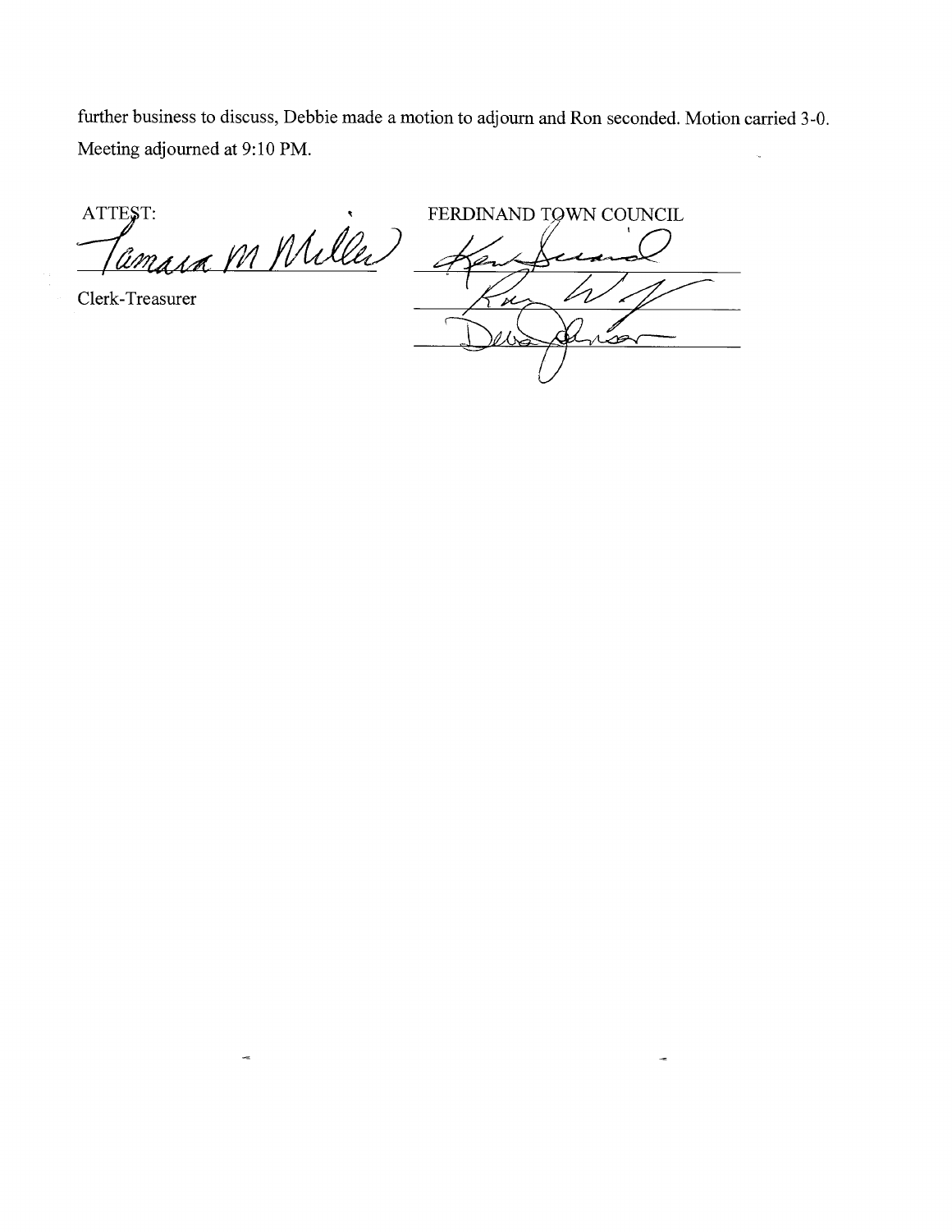further business to discuss, Debbie made a motion to adjourn and Ron seconded. Motion carried 3-0. Meeting adjourned at 9:10 PM.

ATTEST:

Tamara M Miller

Clerk-Treasurer

FERDINAND TOWN COUNCIL

Ken Seitzer

Ron W

Debra Johnson